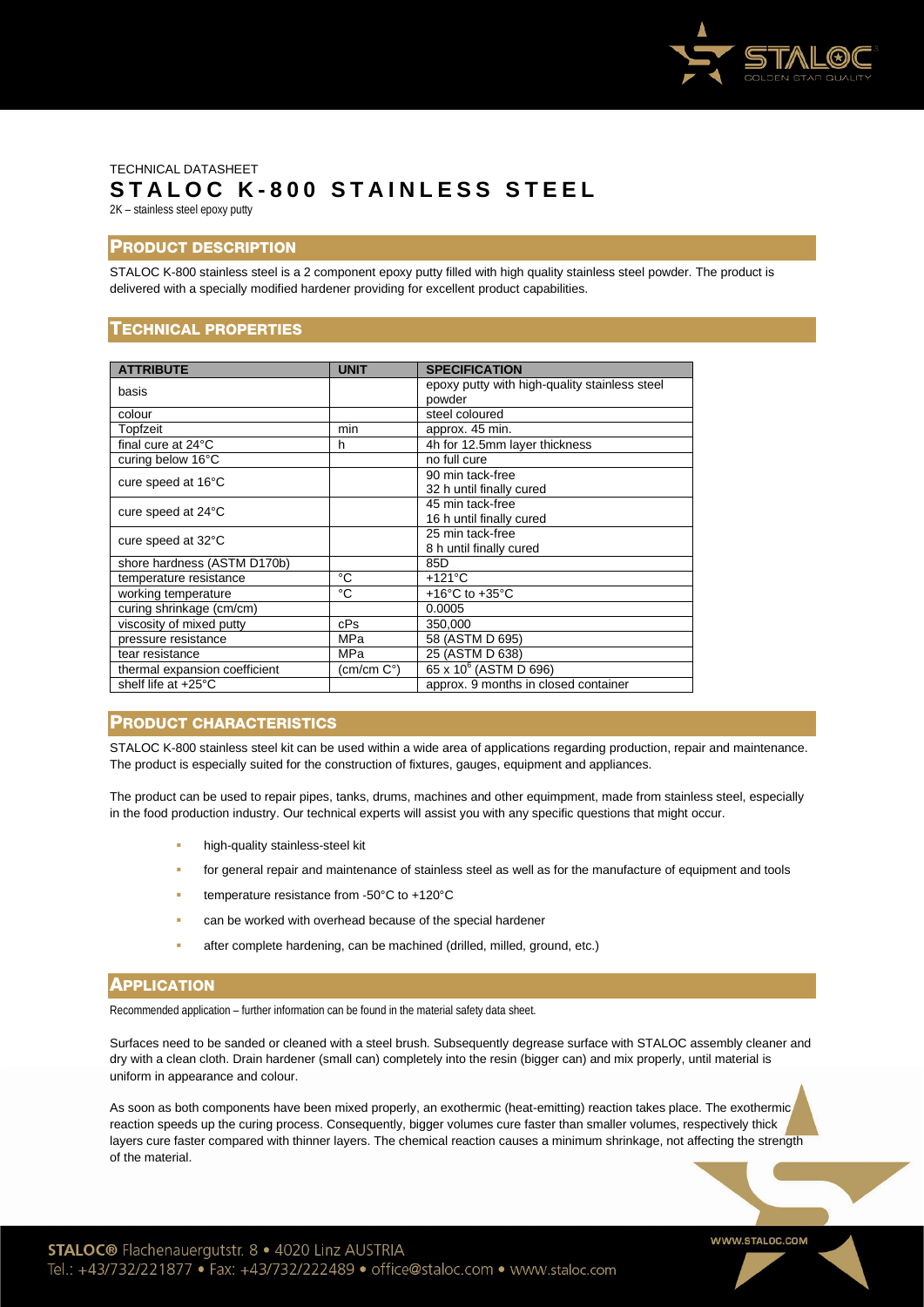TECHNICAL DATASHEET

# STALOC K-800 STAINLESS STEEL

2K – stainless steel epoxy putty

## PRODUCT DESCRIPTION

STALOC K-800 stainless steel is a 2 component epoxy putty filled with high quality stainless steel powder. The product is delivered with a specially modified hardener providing for excellent product capabilities.

## TECHNICAL PROPERTIES

| ATTRIBUTE | UNIT | SPECIFICATION |
|---|---|---|
| basis | | epoxy putty with high-quality stainless steel powder |
| colour | | steel coloured |
| Topfzeit | min | approx. 45 min. |
| final cure at 24°C | h | 4h for 12.5mm layer thickness |
| curing below 16°C | | no full cure |
| cure speed at 16°C | | 90 min tack-free<br>32 h until finally cured |
| cure speed at 24°C | | 45 min tack-free<br>16 h until finally cured |
| cure speed at 32°C | | 25 min tack-free<br>8 h until finally cured |
| shore hardness (ASTM D170b) | | 85D |
| temperature resistance | °C | +121°C |
| working temperature | °C | +16°C to +35°C |
| curing shrinkage (cm/cm) | | 0.0005 |
| viscosity of mixed putty | cPs | 350,000 |
| pressure resistance | MPa | 58 (ASTM D 695) |
| tear resistance | MPa | 25 (ASTM D 638) |
| thermal expansion coefficient | (cm/cm C°) | $65 \times 10^{6}$ (ASTM D 696) |
| shelf life at +25°C | | approx. 9 months in closed container |

## PRODUCT CHARACTERISTICS

STALOC K-800 stainless steel kit can be used within a wide area of applications regarding production, repair and maintenance. The product is especially suited for the construction of fixtures, gauges, equipment and appliances.

The product can be used to repair pipes, tanks, drums, machines and other equimpment, made from stainless steel, especially in the food production industry. Our technical experts will assist you with any specific questions that might occur.

- high-quality stainless-steel kit
- for general repair and maintenance of stainless steel as well as for the manufacture of equipment and tools
- temperature resistance from -50°C to +120°C
- can be worked with overhead because of the special hardener
- after complete hardening, can be machined (drilled, milled, ground, etc.)

## APPLICATION

Recommended application – further information can be found in the material safety data sheet.

Surfaces need to be sanded or cleaned with a steel brush. Subsequently degrease surface with STALOC assembly cleaner and dry with a clean cloth. Drain hardener (small can) completely into the resin (bigger can) and mix properly, until material is uniform in appearance and colour.

As soon as both components have been mixed properly, an exothermic (heat-emitting) reaction takes place. The exothermic reaction speeds up the curing process. Consequently, bigger volumes cure faster than smaller volumes, respectively thick layers cure faster compared with thinner layers. The chemical reaction causes a minimum shrinkage, not affecting the strength of the material.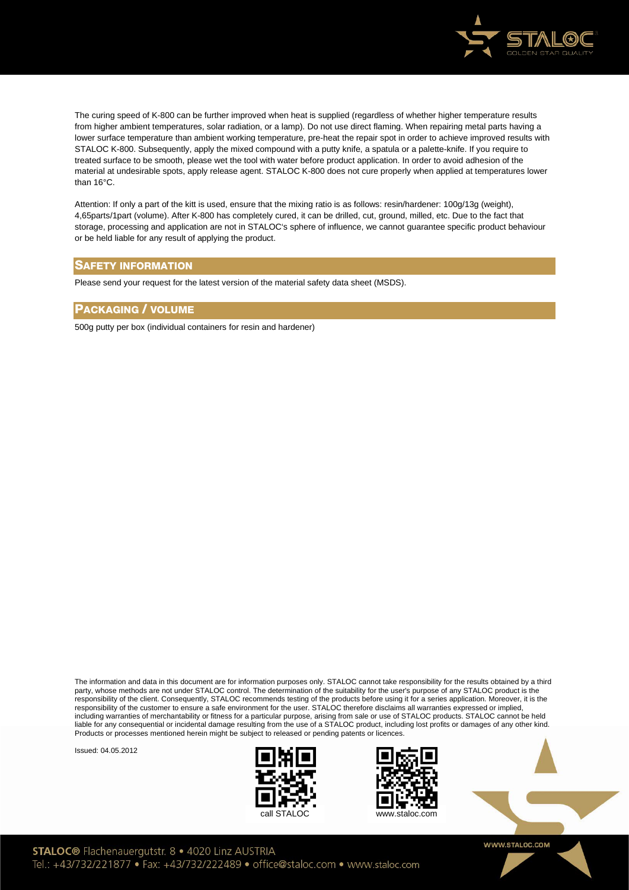The curing speed of K-800 can be further improved when heat is supplied (regardless of whether higher temperature results from higher ambient temperatures, solar radiation, or a lamp). Do not use direct flaming. When repairing metal parts having a lower surface temperature than ambient working temperature, pre-heat the repair spot in order to achieve improved results with STALOC K-800. Subsequently, apply the mixed compound with a putty knife, a spatula or a palette-knife. If you require to treated surface to be smooth, please wet the tool with water before product application. In order to avoid adhesion of the material at undesirable spots, apply release agent. STALOC K-800 does not cure properly when applied at temperatures lower than 16°C.

Attention: If only a part of the kitt is used, ensure that the mixing ratio is as follows: resin/hardener: 100g/13g (weight), 4,65parts/1part (volume). After K-800 has completely cured, it can be drilled, cut, ground, milled, etc. Due to the fact that storage, processing and application are not in STALOC's sphere of influence, we cannot guarantee specific product behaviour or be held liable for any result of applying the product.

## SAFETY INFORMATION

Please send your request for the latest version of the material safety data sheet (MSDS).

## PACKAGING / VOLUME

500g putty per box (individual containers for resin and hardener)

The information and data in this document are for information purposes only. STALOC cannot take responsibility for the results obtained by a third party, whose methods are not under STALOC control. The determination of the suitability for the user's purpose of any STALOC product is the responsibility of the client. Consequently, STALOC recommends testing of the products before using it for a series application. Moreover, it is the responsibility of the customer to ensure a safe environment for the user. STALOC therefore disclaims all warranties expressed or implied, including warranties of merchantability or fitness for a particular purpose, arising from sale or use of STALOC products. STALOC cannot be held liable for any consequential or incidental damage resulting from the use of a STALOC product, including lost profits or damages of any other kind. Products or processes mentioned herein might be subject to released or pending patents or licences.

Issued: 04.05.2012

call STALOC

www.staloc.com

**STALOC®** Flachenauergutstr. 8 • 4020 Linz AUSTRIA
Tel.: +43/732/221877 • Fax: +43/732/222489 • office@staloc.com • www.staloc.com